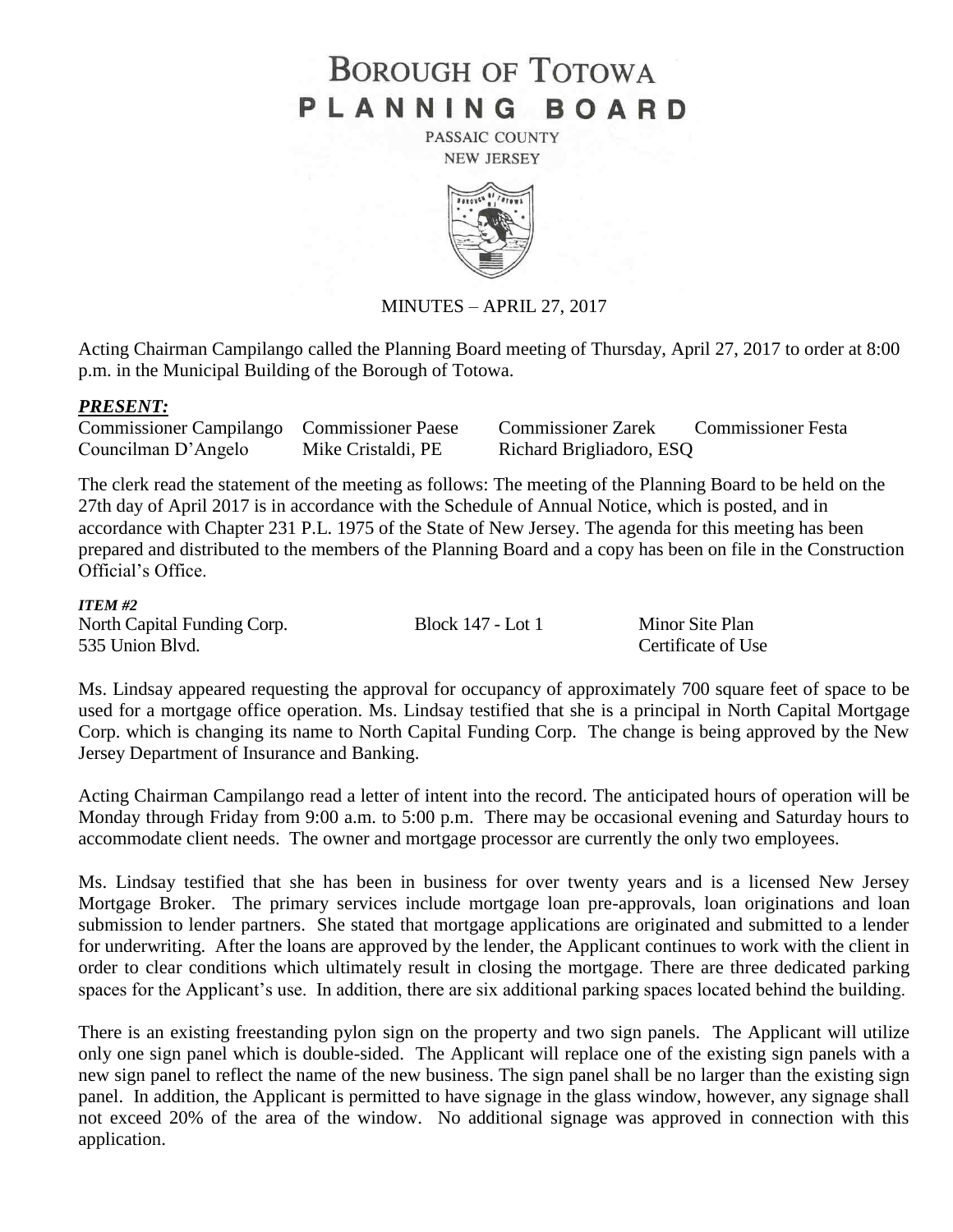# BOROUGH OF TOTOWA PLANNING BOARD

PASSAIC COUNTY

NEW JERSEY

MINUTES – APRIL 27, 2017

Acting Chairman Campilango called the Planning Board meeting of Thursday, April 27, 2017 to order at 8:00 p.m. in the Municipal Building of the Borough of Totowa.

***PRESENT:***

| | | | |
|---|---|---|---|
| Commissioner Campilango | Commissioner Paese | Commissioner Zarek | Commissioner Festa |
| Councilman D'Angelo | Mike Cristaldi, PE | Richard Brigliadoro, ESQ | |

The clerk read the statement of the meeting as follows: The meeting of the Planning Board to be held on the 27th day of April 2017 is in accordance with the Schedule of Annual Notice, which is posted, and in accordance with Chapter 231 P.L. 1975 of the State of New Jersey. The agenda for this meeting has been prepared and distributed to the members of the Planning Board and a copy has been on file in the Construction Official's Office.

***ITEM #2***

| | | |
|---|---|---|
| North Capital Funding Corp. | Block 147 - Lot 1 | Minor Site Plan |
| 535 Union Blvd. | | Certificate of Use |

Ms. Lindsay appeared requesting the approval for occupancy of approximately 700 square feet of space to be used for a mortgage office operation. Ms. Lindsay testified that she is a principal in North Capital Mortgage Corp. which is changing its name to North Capital Funding Corp. The change is being approved by the New Jersey Department of Insurance and Banking.

Acting Chairman Campilango read a letter of intent into the record. The anticipated hours of operation will be Monday through Friday from 9:00 a.m. to 5:00 p.m. There may be occasional evening and Saturday hours to accommodate client needs. The owner and mortgage processor are currently the only two employees.

Ms. Lindsay testified that she has been in business for over twenty years and is a licensed New Jersey Mortgage Broker. The primary services include mortgage loan pre-approvals, loan originations and loan submission to lender partners. She stated that mortgage applications are originated and submitted to a lender for underwriting. After the loans are approved by the lender, the Applicant continues to work with the client in order to clear conditions which ultimately result in closing the mortgage. There are three dedicated parking spaces for the Applicant's use. In addition, there are six additional parking spaces located behind the building.

There is an existing freestanding pylon sign on the property and two sign panels. The Applicant will utilize only one sign panel which is double-sided. The Applicant will replace one of the existing sign panels with a new sign panel to reflect the name of the new business. The sign panel shall be no larger than the existing sign panel. In addition, the Applicant is permitted to have signage in the glass window, however, any signage shall not exceed 20% of the area of the window. No additional signage was approved in connection with this application.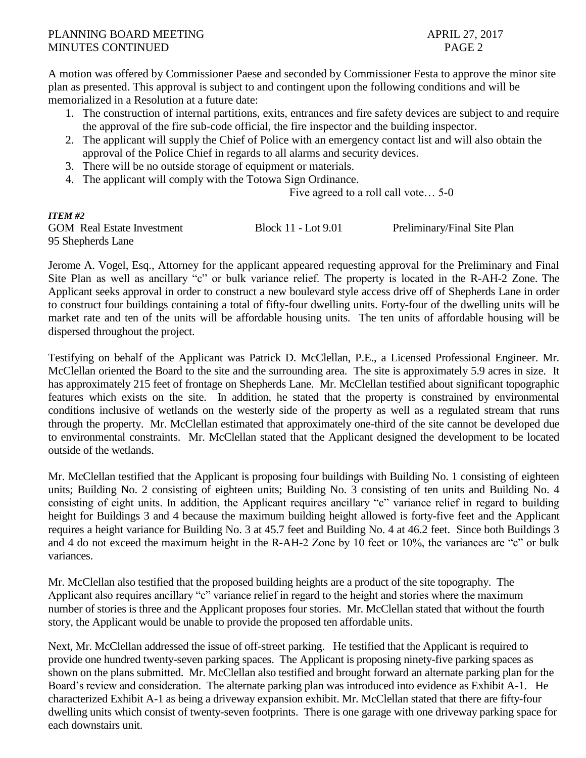A motion was offered by Commissioner Paese and seconded by Commissioner Festa to approve the minor site plan as presented. This approval is subject to and contingent upon the following conditions and will be memorialized in a Resolution at a future date:

1. The construction of internal partitions, exits, entrances and fire safety devices are subject to and require the approval of the fire sub-code official, the fire inspector and the building inspector.
2. The applicant will supply the Chief of Police with an emergency contact list and will also obtain the approval of the Police Chief in regards to all alarms and security devices.
3. There will be no outside storage of equipment or materials.
4. The applicant will comply with the Totowa Sign Ordinance.

Five agreed to a roll call vote… 5-0

***ITEM #2***

GOM Real Estate Investment    Block 11 - Lot 9.01    Preliminary/Final Site Plan
95 Shepherds Lane

Jerome A. Vogel, Esq., Attorney for the applicant appeared requesting approval for the Preliminary and Final Site Plan as well as ancillary "c" or bulk variance relief. The property is located in the R-AH-2 Zone. The Applicant seeks approval in order to construct a new boulevard style access drive off of Shepherds Lane in order to construct four buildings containing a total of fifty-four dwelling units. Forty-four of the dwelling units will be market rate and ten of the units will be affordable housing units. The ten units of affordable housing will be dispersed throughout the project.

Testifying on behalf of the Applicant was Patrick D. McClellan, P.E., a Licensed Professional Engineer. Mr. McClellan oriented the Board to the site and the surrounding area. The site is approximately 5.9 acres in size. It has approximately 215 feet of frontage on Shepherds Lane. Mr. McClellan testified about significant topographic features which exists on the site. In addition, he stated that the property is constrained by environmental conditions inclusive of wetlands on the westerly side of the property as well as a regulated stream that runs through the property. Mr. McClellan estimated that approximately one-third of the site cannot be developed due to environmental constraints. Mr. McClellan stated that the Applicant designed the development to be located outside of the wetlands.

Mr. McClellan testified that the Applicant is proposing four buildings with Building No. 1 consisting of eighteen units; Building No. 2 consisting of eighteen units; Building No. 3 consisting of ten units and Building No. 4 consisting of eight units. In addition, the Applicant requires ancillary "c" variance relief in regard to building height for Buildings 3 and 4 because the maximum building height allowed is forty-five feet and the Applicant requires a height variance for Building No. 3 at 45.7 feet and Building No. 4 at 46.2 feet. Since both Buildings 3 and 4 do not exceed the maximum height in the R-AH-2 Zone by 10 feet or 10%, the variances are "c" or bulk variances.

Mr. McClellan also testified that the proposed building heights are a product of the site topography. The Applicant also requires ancillary "c" variance relief in regard to the height and stories where the maximum number of stories is three and the Applicant proposes four stories. Mr. McClellan stated that without the fourth story, the Applicant would be unable to provide the proposed ten affordable units.

Next, Mr. McClellan addressed the issue of off-street parking. He testified that the Applicant is required to provide one hundred twenty-seven parking spaces. The Applicant is proposing ninety-five parking spaces as shown on the plans submitted. Mr. McClellan also testified and brought forward an alternate parking plan for the Board's review and consideration. The alternate parking plan was introduced into evidence as Exhibit A-1. He characterized Exhibit A-1 as being a driveway expansion exhibit. Mr. McClellan stated that there are fifty-four dwelling units which consist of twenty-seven footprints. There is one garage with one driveway parking space for each downstairs unit.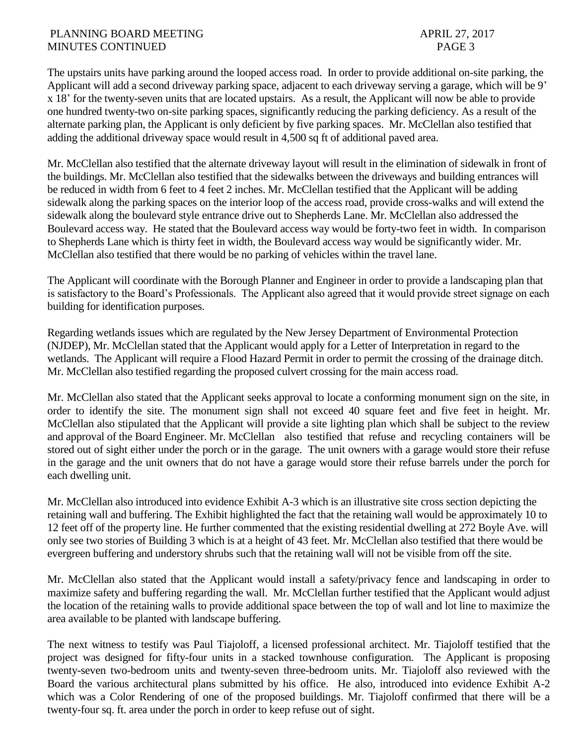The upstairs units have parking around the looped access road. In order to provide additional on-site parking, the Applicant will add a second driveway parking space, adjacent to each driveway serving a garage, which will be 9' x 18' for the twenty-seven units that are located upstairs. As a result, the Applicant will now be able to provide one hundred twenty-two on-site parking spaces, significantly reducing the parking deficiency. As a result of the alternate parking plan, the Applicant is only deficient by five parking spaces. Mr. McClellan also testified that adding the additional driveway space would result in 4,500 sq ft of additional paved area.

Mr. McClellan also testified that the alternate driveway layout will result in the elimination of sidewalk in front of the buildings. Mr. McClellan also testified that the sidewalks between the driveways and building entrances will be reduced in width from 6 feet to 4 feet 2 inches. Mr. McClellan testified that the Applicant will be adding sidewalk along the parking spaces on the interior loop of the access road, provide cross-walks and will extend the sidewalk along the boulevard style entrance drive out to Shepherds Lane. Mr. McClellan also addressed the Boulevard access way. He stated that the Boulevard access way would be forty-two feet in width. In comparison to Shepherds Lane which is thirty feet in width, the Boulevard access way would be significantly wider. Mr. McClellan also testified that there would be no parking of vehicles within the travel lane.

The Applicant will coordinate with the Borough Planner and Engineer in order to provide a landscaping plan that is satisfactory to the Board's Professionals. The Applicant also agreed that it would provide street signage on each building for identification purposes.

Regarding wetlands issues which are regulated by the New Jersey Department of Environmental Protection (NJDEP), Mr. McClellan stated that the Applicant would apply for a Letter of Interpretation in regard to the wetlands. The Applicant will require a Flood Hazard Permit in order to permit the crossing of the drainage ditch. Mr. McClellan also testified regarding the proposed culvert crossing for the main access road.

Mr. McClellan also stated that the Applicant seeks approval to locate a conforming monument sign on the site, in order to identify the site. The monument sign shall not exceed 40 square feet and five feet in height. Mr. McClellan also stipulated that the Applicant will provide a site lighting plan which shall be subject to the review and approval of the Board Engineer. Mr. McClellan also testified that refuse and recycling containers will be stored out of sight either under the porch or in the garage. The unit owners with a garage would store their refuse in the garage and the unit owners that do not have a garage would store their refuse barrels under the porch for each dwelling unit.

Mr. McClellan also introduced into evidence Exhibit A-3 which is an illustrative site cross section depicting the retaining wall and buffering. The Exhibit highlighted the fact that the retaining wall would be approximately 10 to 12 feet off of the property line. He further commented that the existing residential dwelling at 272 Boyle Ave. will only see two stories of Building 3 which is at a height of 43 feet. Mr. McClellan also testified that there would be evergreen buffering and understory shrubs such that the retaining wall will not be visible from off the site.

Mr. McClellan also stated that the Applicant would install a safety/privacy fence and landscaping in order to maximize safety and buffering regarding the wall. Mr. McClellan further testified that the Applicant would adjust the location of the retaining walls to provide additional space between the top of wall and lot line to maximize the area available to be planted with landscape buffering.

The next witness to testify was Paul Tiajoloff, a licensed professional architect. Mr. Tiajoloff testified that the project was designed for fifty-four units in a stacked townhouse configuration. The Applicant is proposing twenty-seven two-bedroom units and twenty-seven three-bedroom units. Mr. Tiajoloff also reviewed with the Board the various architectural plans submitted by his office. He also, introduced into evidence Exhibit A-2 which was a Color Rendering of one of the proposed buildings. Mr. Tiajoloff confirmed that there will be a twenty-four sq. ft. area under the porch in order to keep refuse out of sight.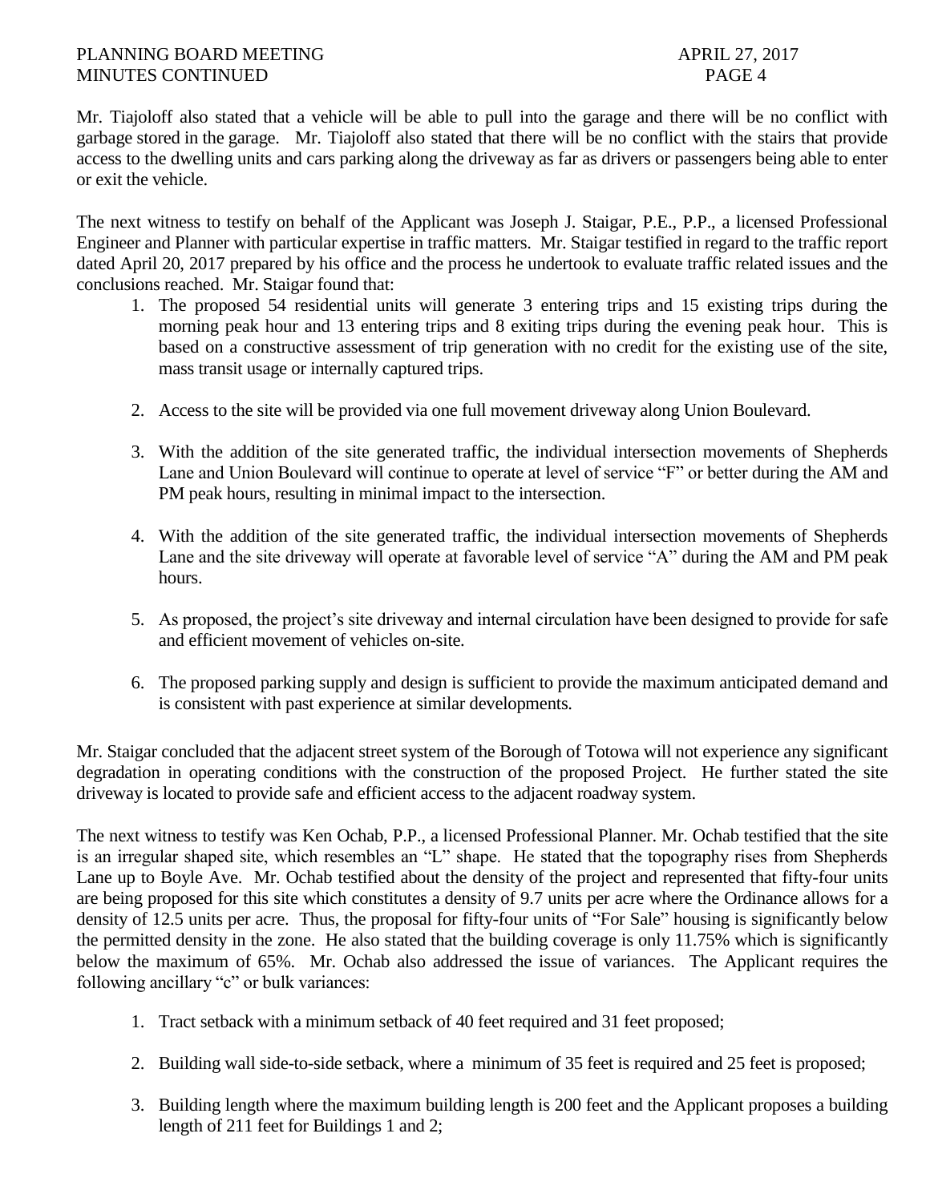Mr. Tiajoloff also stated that a vehicle will be able to pull into the garage and there will be no conflict with garbage stored in the garage. Mr. Tiajoloff also stated that there will be no conflict with the stairs that provide access to the dwelling units and cars parking along the driveway as far as drivers or passengers being able to enter or exit the vehicle.

The next witness to testify on behalf of the Applicant was Joseph J. Staigar, P.E., P.P., a licensed Professional Engineer and Planner with particular expertise in traffic matters. Mr. Staigar testified in regard to the traffic report dated April 20, 2017 prepared by his office and the process he undertook to evaluate traffic related issues and the conclusions reached. Mr. Staigar found that:

1. The proposed 54 residential units will generate 3 entering trips and 15 existing trips during the morning peak hour and 13 entering trips and 8 exiting trips during the evening peak hour. This is based on a constructive assessment of trip generation with no credit for the existing use of the site, mass transit usage or internally captured trips.

2. Access to the site will be provided via one full movement driveway along Union Boulevard.

3. With the addition of the site generated traffic, the individual intersection movements of Shepherds Lane and Union Boulevard will continue to operate at level of service "F" or better during the AM and PM peak hours, resulting in minimal impact to the intersection.

4. With the addition of the site generated traffic, the individual intersection movements of Shepherds Lane and the site driveway will operate at favorable level of service "A" during the AM and PM peak hours.

5. As proposed, the project's site driveway and internal circulation have been designed to provide for safe and efficient movement of vehicles on-site.

6. The proposed parking supply and design is sufficient to provide the maximum anticipated demand and is consistent with past experience at similar developments.

Mr. Staigar concluded that the adjacent street system of the Borough of Totowa will not experience any significant degradation in operating conditions with the construction of the proposed Project. He further stated the site driveway is located to provide safe and efficient access to the adjacent roadway system.

The next witness to testify was Ken Ochab, P.P., a licensed Professional Planner. Mr. Ochab testified that the site is an irregular shaped site, which resembles an "L" shape. He stated that the topography rises from Shepherds Lane up to Boyle Ave. Mr. Ochab testified about the density of the project and represented that fifty-four units are being proposed for this site which constitutes a density of 9.7 units per acre where the Ordinance allows for a density of 12.5 units per acre. Thus, the proposal for fifty-four units of "For Sale" housing is significantly below the permitted density in the zone. He also stated that the building coverage is only 11.75% which is significantly below the maximum of 65%. Mr. Ochab also addressed the issue of variances. The Applicant requires the following ancillary "c" or bulk variances:

1. Tract setback with a minimum setback of 40 feet required and 31 feet proposed;

2. Building wall side-to-side setback, where a minimum of 35 feet is required and 25 feet is proposed;

3. Building length where the maximum building length is 200 feet and the Applicant proposes a building length of 211 feet for Buildings 1 and 2;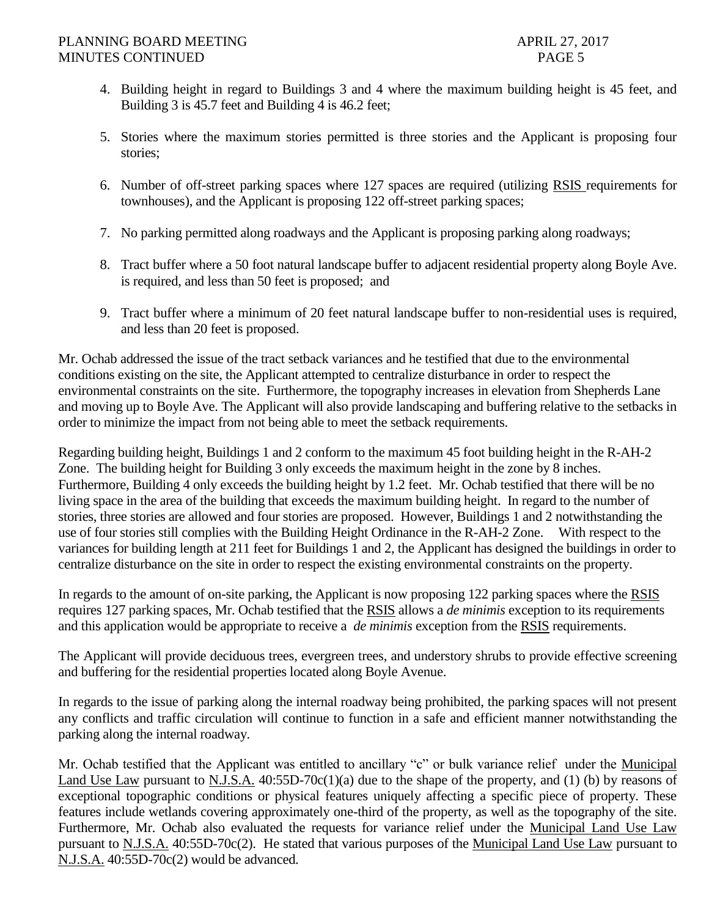4. Building height in regard to Buildings 3 and 4 where the maximum building height is 45 feet, and Building 3 is 45.7 feet and Building 4 is 46.2 feet;

5. Stories where the maximum stories permitted is three stories and the Applicant is proposing four stories;

6. Number of off-street parking spaces where 127 spaces are required (utilizing RSIS requirements for townhouses), and the Applicant is proposing 122 off-street parking spaces;

7. No parking permitted along roadways and the Applicant is proposing parking along roadways;

8. Tract buffer where a 50 foot natural landscape buffer to adjacent residential property along Boyle Ave. is required, and less than 50 feet is proposed; and

9. Tract buffer where a minimum of 20 feet natural landscape buffer to non-residential uses is required, and less than 20 feet is proposed.

Mr. Ochab addressed the issue of the tract setback variances and he testified that due to the environmental conditions existing on the site, the Applicant attempted to centralize disturbance in order to respect the environmental constraints on the site. Furthermore, the topography increases in elevation from Shepherds Lane and moving up to Boyle Ave. The Applicant will also provide landscaping and buffering relative to the setbacks in order to minimize the impact from not being able to meet the setback requirements.

Regarding building height, Buildings 1 and 2 conform to the maximum 45 foot building height in the R-AH-2 Zone. The building height for Building 3 only exceeds the maximum height in the zone by 8 inches. Furthermore, Building 4 only exceeds the building height by 1.2 feet. Mr. Ochab testified that there will be no living space in the area of the building that exceeds the maximum building height. In regard to the number of stories, three stories are allowed and four stories are proposed. However, Buildings 1 and 2 notwithstanding the use of four stories still complies with the Building Height Ordinance in the R-AH-2 Zone. With respect to the variances for building length at 211 feet for Buildings 1 and 2, the Applicant has designed the buildings in order to centralize disturbance on the site in order to respect the existing environmental constraints on the property.

In regards to the amount of on-site parking, the Applicant is now proposing 122 parking spaces where the RSIS requires 127 parking spaces, Mr. Ochab testified that the RSIS allows a *de minimis* exception to its requirements and this application would be appropriate to receive a *de minimis* exception from the RSIS requirements.

The Applicant will provide deciduous trees, evergreen trees, and understory shrubs to provide effective screening and buffering for the residential properties located along Boyle Avenue.

In regards to the issue of parking along the internal roadway being prohibited, the parking spaces will not present any conflicts and traffic circulation will continue to function in a safe and efficient manner notwithstanding the parking along the internal roadway.

Mr. Ochab testified that the Applicant was entitled to ancillary "c" or bulk variance relief under the Municipal Land Use Law pursuant to N.J.S.A. 40:55D-70c(1)(a) due to the shape of the property, and (1) (b) by reasons of exceptional topographic conditions or physical features uniquely affecting a specific piece of property. These features include wetlands covering approximately one-third of the property, as well as the topography of the site. Furthermore, Mr. Ochab also evaluated the requests for variance relief under the Municipal Land Use Law pursuant to N.J.S.A. 40:55D-70c(2). He stated that various purposes of the Municipal Land Use Law pursuant to N.J.S.A. 40:55D-70c(2) would be advanced.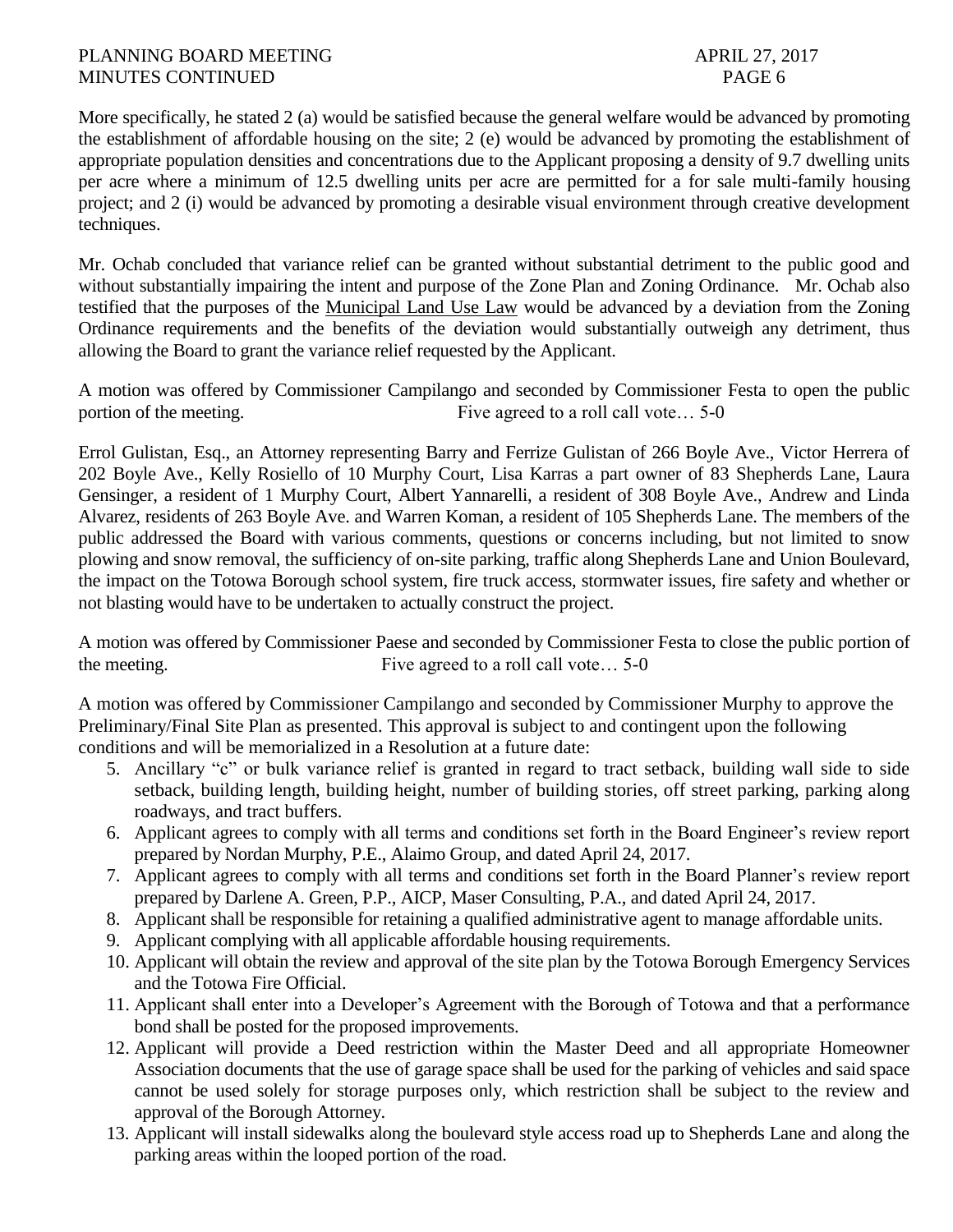More specifically, he stated 2 (a) would be satisfied because the general welfare would be advanced by promoting the establishment of affordable housing on the site; 2 (e) would be advanced by promoting the establishment of appropriate population densities and concentrations due to the Applicant proposing a density of 9.7 dwelling units per acre where a minimum of 12.5 dwelling units per acre are permitted for a for sale multi-family housing project; and 2 (i) would be advanced by promoting a desirable visual environment through creative development techniques.

Mr. Ochab concluded that variance relief can be granted without substantial detriment to the public good and without substantially impairing the intent and purpose of the Zone Plan and Zoning Ordinance. Mr. Ochab also testified that the purposes of the Municipal Land Use Law would be advanced by a deviation from the Zoning Ordinance requirements and the benefits of the deviation would substantially outweigh any detriment, thus allowing the Board to grant the variance relief requested by the Applicant.

A motion was offered by Commissioner Campilango and seconded by Commissioner Festa to open the public portion of the meeting. Five agreed to a roll call vote… 5-0

Errol Gulistan, Esq., an Attorney representing Barry and Ferrize Gulistan of 266 Boyle Ave., Victor Herrera of 202 Boyle Ave., Kelly Rosiello of 10 Murphy Court, Lisa Karras a part owner of 83 Shepherds Lane, Laura Gensinger, a resident of 1 Murphy Court, Albert Yannarelli, a resident of 308 Boyle Ave., Andrew and Linda Alvarez, residents of 263 Boyle Ave. and Warren Koman, a resident of 105 Shepherds Lane. The members of the public addressed the Board with various comments, questions or concerns including, but not limited to snow plowing and snow removal, the sufficiency of on-site parking, traffic along Shepherds Lane and Union Boulevard, the impact on the Totowa Borough school system, fire truck access, stormwater issues, fire safety and whether or not blasting would have to be undertaken to actually construct the project.

A motion was offered by Commissioner Paese and seconded by Commissioner Festa to close the public portion of the meeting. Five agreed to a roll call vote… 5-0

A motion was offered by Commissioner Campilango and seconded by Commissioner Murphy to approve the Preliminary/Final Site Plan as presented. This approval is subject to and contingent upon the following conditions and will be memorialized in a Resolution at a future date:

5. Ancillary "c" or bulk variance relief is granted in regard to tract setback, building wall side to side setback, building length, building height, number of building stories, off street parking, parking along roadways, and tract buffers.
6. Applicant agrees to comply with all terms and conditions set forth in the Board Engineer's review report prepared by Nordan Murphy, P.E., Alaimo Group, and dated April 24, 2017.
7. Applicant agrees to comply with all terms and conditions set forth in the Board Planner's review report prepared by Darlene A. Green, P.P., AICP, Maser Consulting, P.A., and dated April 24, 2017.
8. Applicant shall be responsible for retaining a qualified administrative agent to manage affordable units.
9. Applicant complying with all applicable affordable housing requirements.
10. Applicant will obtain the review and approval of the site plan by the Totowa Borough Emergency Services and the Totowa Fire Official.
11. Applicant shall enter into a Developer's Agreement with the Borough of Totowa and that a performance bond shall be posted for the proposed improvements.
12. Applicant will provide a Deed restriction within the Master Deed and all appropriate Homeowner Association documents that the use of garage space shall be used for the parking of vehicles and said space cannot be used solely for storage purposes only, which restriction shall be subject to the review and approval of the Borough Attorney.
13. Applicant will install sidewalks along the boulevard style access road up to Shepherds Lane and along the parking areas within the looped portion of the road.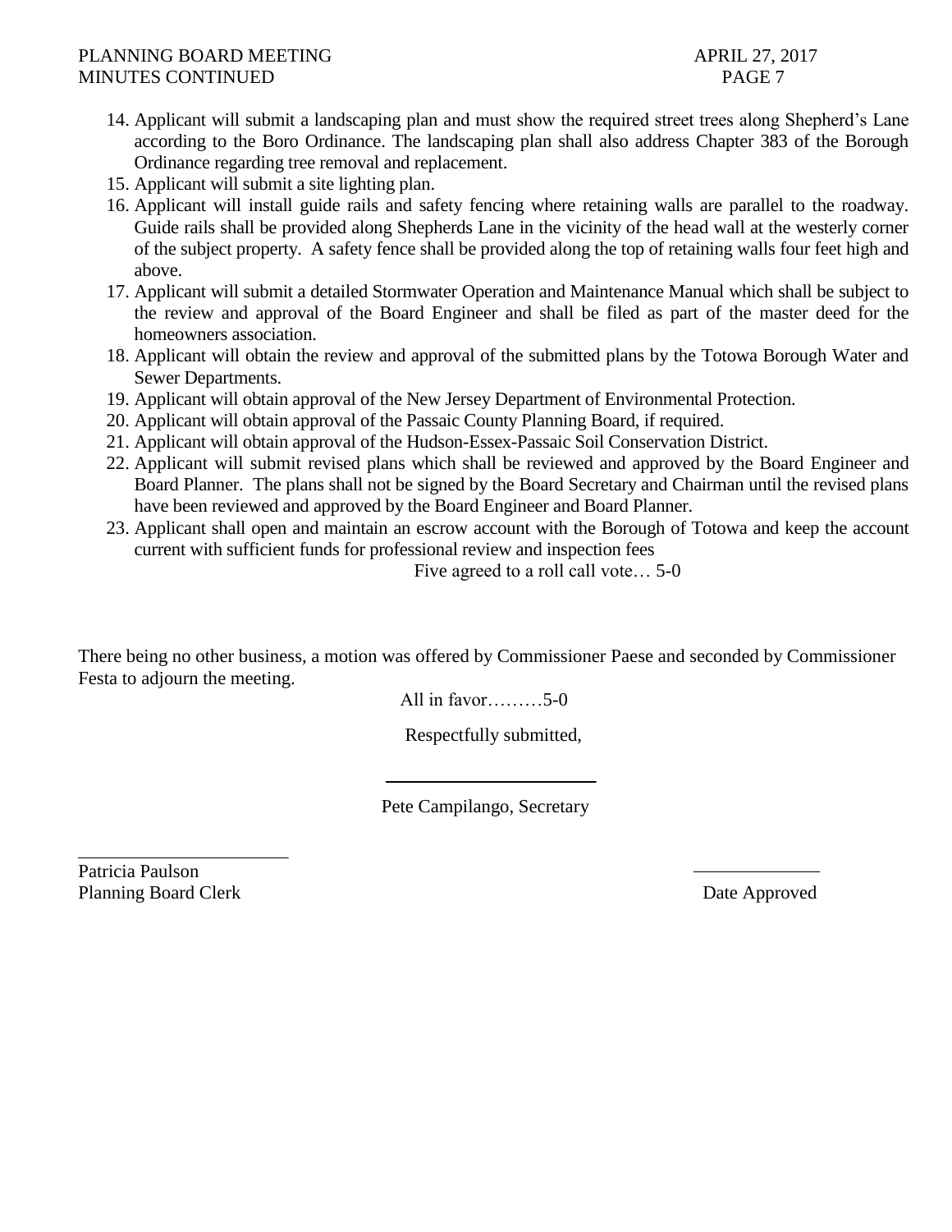14. Applicant will submit a landscaping plan and must show the required street trees along Shepherd's Lane according to the Boro Ordinance. The landscaping plan shall also address Chapter 383 of the Borough Ordinance regarding tree removal and replacement.
15. Applicant will submit a site lighting plan.
16. Applicant will install guide rails and safety fencing where retaining walls are parallel to the roadway. Guide rails shall be provided along Shepherds Lane in the vicinity of the head wall at the westerly corner of the subject property. A safety fence shall be provided along the top of retaining walls four feet high and above.
17. Applicant will submit a detailed Stormwater Operation and Maintenance Manual which shall be subject to the review and approval of the Board Engineer and shall be filed as part of the master deed for the homeowners association.
18. Applicant will obtain the review and approval of the submitted plans by the Totowa Borough Water and Sewer Departments.
19. Applicant will obtain approval of the New Jersey Department of Environmental Protection.
20. Applicant will obtain approval of the Passaic County Planning Board, if required.
21. Applicant will obtain approval of the Hudson-Essex-Passaic Soil Conservation District.
22. Applicant will submit revised plans which shall be reviewed and approved by the Board Engineer and Board Planner. The plans shall not be signed by the Board Secretary and Chairman until the revised plans have been reviewed and approved by the Board Engineer and Board Planner.
23. Applicant shall open and maintain an escrow account with the Borough of Totowa and keep the account current with sufficient funds for professional review and inspection fees

Five agreed to a roll call vote… 5-0

There being no other business, a motion was offered by Commissioner Paese and seconded by Commissioner Festa to adjourn the meeting.

All in favor………5-0

Respectfully submitted,

Pete Campilango, Secretary

Patricia Paulson
Planning Board Clerk

Date Approved